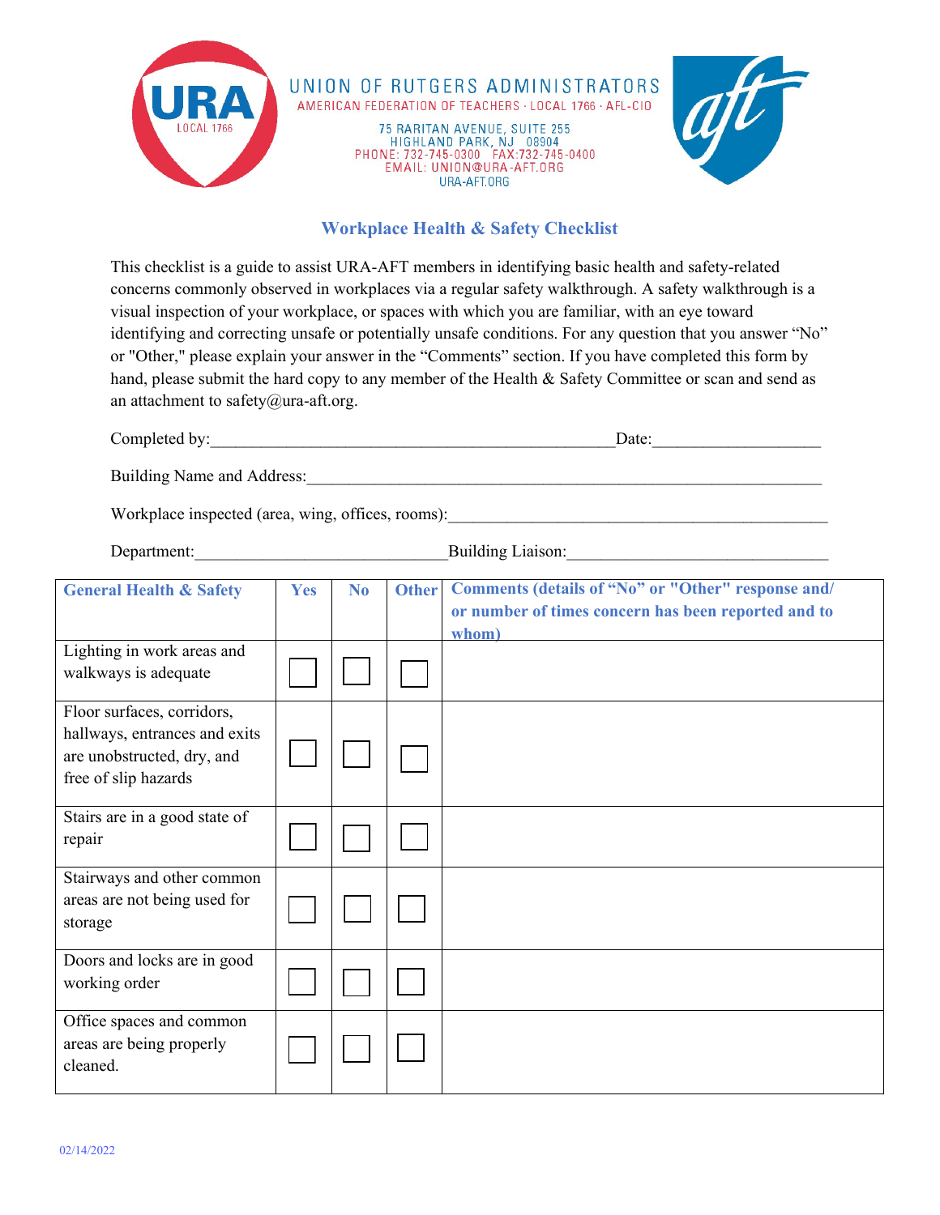UNION OF RUTGERS ADMINISTRATORS
AMERICAN FEDERATION OF TEACHERS · LOCAL 1766 · AFL-CIO

75 RARITAN AVENUE, SUITE 255
HIGHLAND PARK, NJ 08904
PHONE: 732-745-0300 FAX:732-745-0400
EMAIL: UNION@URA-AFT.ORG
URA-AFT.ORG

## Workplace Health & Safety Checklist

This checklist is a guide to assist URA-AFT members in identifying basic health and safety-related concerns commonly observed in workplaces via a regular safety walkthrough. A safety walkthrough is a visual inspection of your workplace, or spaces with which you are familiar, with an eye toward identifying and correcting unsafe or potentially unsafe conditions. For any question that you answer "No" or "Other," please explain your answer in the "Comments" section. If you have completed this form by hand, please submit the hard copy to any member of the Health & Safety Committee or scan and send as an attachment to safety@ura-aft.org.

Completed by:_________________________________________________Date:___________________

Building Name and Address:______________________________________________________________

Workplace inspected (area, wing, offices, rooms):____________________________________________

Department:_____________________________Building Liaison:______________________________

| General Health & Safety | Yes | No | Other | Comments (details of "No" or "Other" response and/ or number of times concern has been reported and to whom) |
|---|---|---|---|---|
| Lighting in work areas and walkways is adequate | ☐ | ☐ | ☐ | |
| Floor surfaces, corridors, hallways, entrances and exits are unobstructed, dry, and free of slip hazards | ☐ | ☐ | ☐ | |
| Stairs are in a good state of repair | ☐ | ☐ | ☐ | |
| Stairways and other common areas are not being used for storage | ☐ | ☐ | ☐ | |
| Doors and locks are in good working order | ☐ | ☐ | ☐ | |
| Office spaces and common areas are being properly cleaned. | ☐ | ☐ | ☐ | |

02/14/2022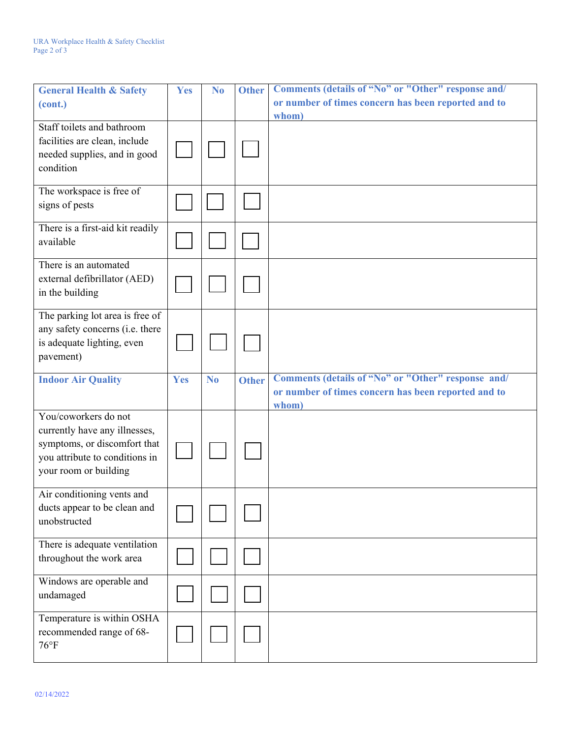| General Health & Safety (cont.) | Yes | No | Other | Comments (details of "No" or "Other" response and/ or number of times concern has been reported and to whom) |
|---|---|---|---|---|
| Staff toilets and bathroom facilities are clean, include needed supplies, and in good condition | ☐ | ☐ | ☐ | |
| The workspace is free of signs of pests | ☐ | ☐ | ☐ | |
| There is a first-aid kit readily available | ☐ | ☐ | ☐ | |
| There is an automated external defibrillator (AED) in the building | ☐ | ☐ | ☐ | |
| The parking lot area is free of any safety concerns (i.e. there is adequate lighting, even pavement) | ☐ | ☐ | ☐ | |
| **Indoor Air Quality** | **Yes** | **No** | **Other** | **Comments (details of "No" or "Other" response and/ or number of times concern has been reported and to whom)** |
| You/coworkers do not currently have any illnesses, symptoms, or discomfort that you attribute to conditions in your room or building | ☐ | ☐ | ☐ | |
| Air conditioning vents and ducts appear to be clean and unobstructed | ☐ | ☐ | ☐ | |
| There is adequate ventilation throughout the work area | ☐ | ☐ | ☐ | |
| Windows are operable and undamaged | ☐ | ☐ | ☐ | |
| Temperature is within OSHA recommended range of 68-76°F | ☐ | ☐ | ☐ | |

02/14/2022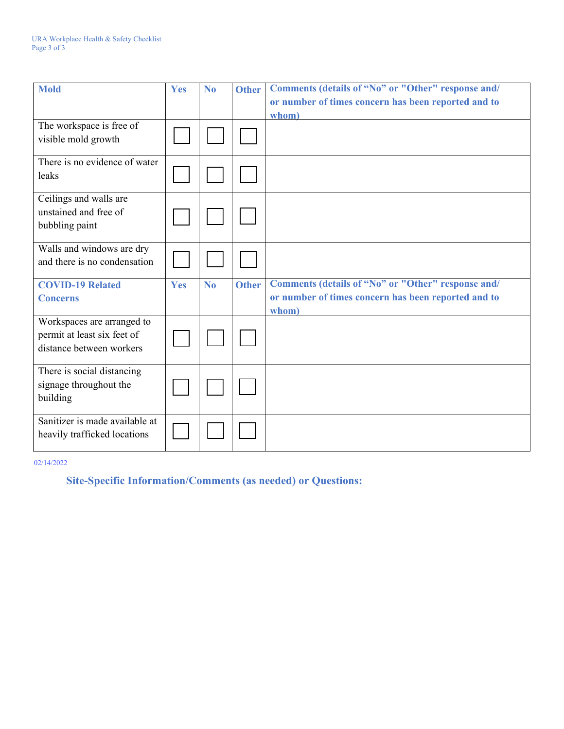| Mold | Yes | No | Other | Comments (details of "No" or "Other" response and/ or number of times concern has been reported and to whom) |
|---|---|---|---|---|
| The workspace is free of visible mold growth | ☐ | ☐ | ☐ | |
| There is no evidence of water leaks | ☐ | ☐ | ☐ | |
| Ceilings and walls are unstained and free of bubbling paint | ☐ | ☐ | ☐ | |
| Walls and windows are dry and there is no condensation | ☐ | ☐ | ☐ | |
| **COVID-19 Related Concerns** | **Yes** | **No** | **Other** | **Comments (details of "No" or "Other" response and/ or number of times concern has been reported and to whom)** |
| Workspaces are arranged to permit at least six feet of distance between workers | ☐ | ☐ | ☐ | |
| There is social distancing signage throughout the building | ☐ | ☐ | ☐ | |
| Sanitizer is made available at heavily trafficked locations | ☐ | ☐ | ☐ | |

02/14/2022

## Site-Specific Information/Comments (as needed) or Questions: